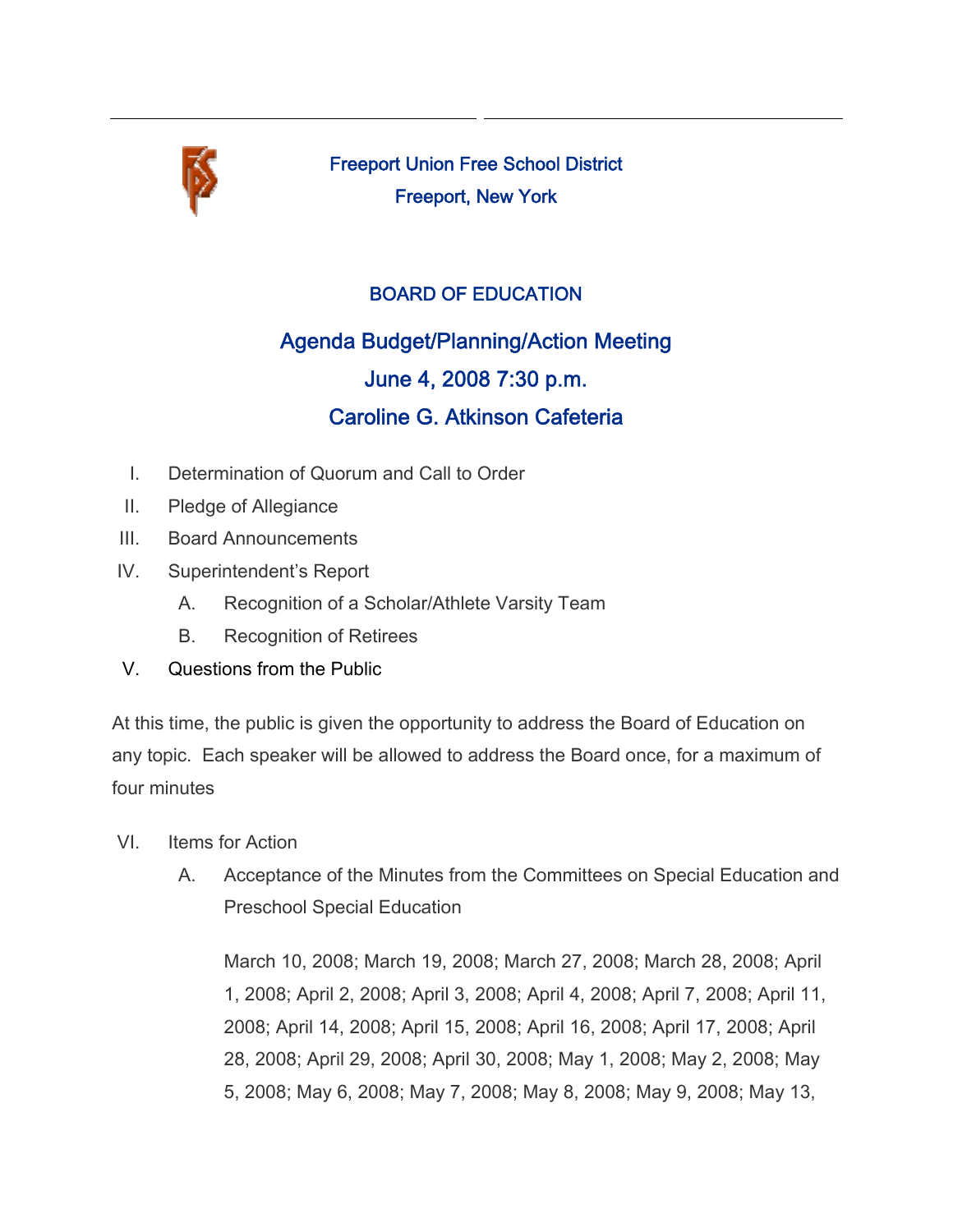Freeport Union Free School District

Freeport, New York

## BOARD OF EDUCATION

# Agenda Budget/Planning/Action Meeting

## June 4, 2008 7:30 p.m.

## Caroline G. Atkinson Cafeteria

I. Determination of Quorum and Call to Order

II. Pledge of Allegiance

III. Board Announcements

IV. Superintendent's Report

   A. Recognition of a Scholar/Athlete Varsity Team

   B. Recognition of Retirees

V. Questions from the Public

At this time, the public is given the opportunity to address the Board of Education on any topic. Each speaker will be allowed to address the Board once, for a maximum of four minutes

VI. Items for Action

   A. Acceptance of the Minutes from the Committees on Special Education and Preschool Special Education

   March 10, 2008; March 19, 2008; March 27, 2008; March 28, 2008; April 1, 2008; April 2, 2008; April 3, 2008; April 4, 2008; April 7, 2008; April 11, 2008; April 14, 2008; April 15, 2008; April 16, 2008; April 17, 2008; April 28, 2008; April 29, 2008; April 30, 2008; May 1, 2008; May 2, 2008; May 5, 2008; May 6, 2008; May 7, 2008; May 8, 2008; May 9, 2008; May 13,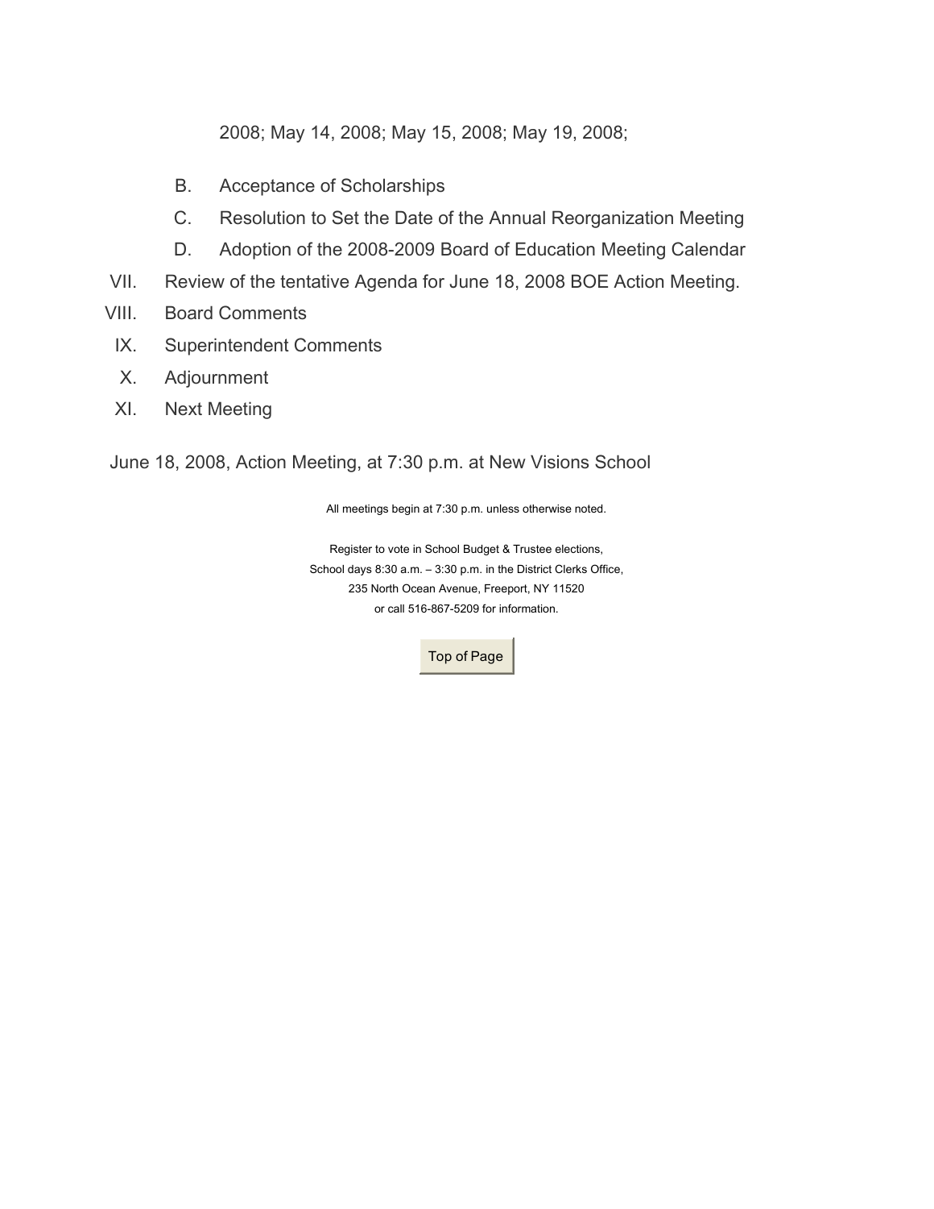2008; May 14, 2008; May 15, 2008; May 19, 2008;

B. Acceptance of Scholarships

C. Resolution to Set the Date of the Annual Reorganization Meeting

D. Adoption of the 2008-2009 Board of Education Meeting Calendar

VII. Review of the tentative Agenda for June 18, 2008 BOE Action Meeting.

VIII. Board Comments

IX. Superintendent Comments

X. Adjournment

XI. Next Meeting

June 18, 2008, Action Meeting, at 7:30 p.m. at New Visions School

All meetings begin at 7:30 p.m. unless otherwise noted.

Register to vote in School Budget & Trustee elections,
School days 8:30 a.m. – 3:30 p.m. in the District Clerks Office,
235 North Ocean Avenue, Freeport, NY 11520
or call 516-867-5209 for information.

Top of Page